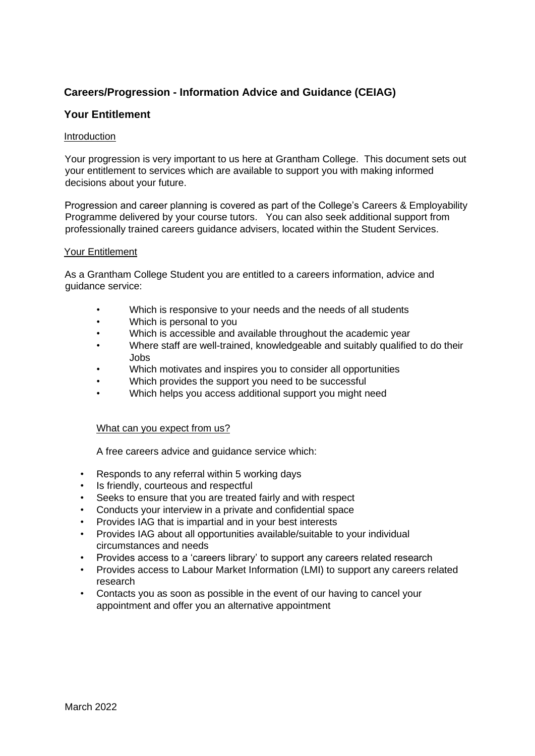## Careers/Progression - Information Advice and Guidance (CEIAG)

## Your Entitlement

Introduction

Your progression is very important to us here at Grantham College. This document sets out your entitlement to services which are available to support you with making informed decisions about your future.

Progression and career planning is covered as part of the College's Careers & Employability Programme delivered by your course tutors. You can also seek additional support from professionally trained careers guidance advisers, located within the Student Services.

Your Entitlement

As a Grantham College Student you are entitled to a careers information, advice and guidance service:

- Which is responsive to your needs and the needs of all students
- Which is personal to you
- Which is accessible and available throughout the academic year
- Where staff are well-trained, knowledgeable and suitably qualified to do their Jobs
- Which motivates and inspires you to consider all opportunities
- Which provides the support you need to be successful
- Which helps you access additional support you might need

What can you expect from us?

A free careers advice and guidance service which:

- Responds to any referral within 5 working days
- Is friendly, courteous and respectful
- Seeks to ensure that you are treated fairly and with respect
- Conducts your interview in a private and confidential space
- Provides IAG that is impartial and in your best interests
- Provides IAG about all opportunities available/suitable to your individual circumstances and needs
- Provides access to a 'careers library' to support any careers related research
- Provides access to Labour Market Information (LMI) to support any careers related research
- Contacts you as soon as possible in the event of our having to cancel your appointment and offer you an alternative appointment

March 2022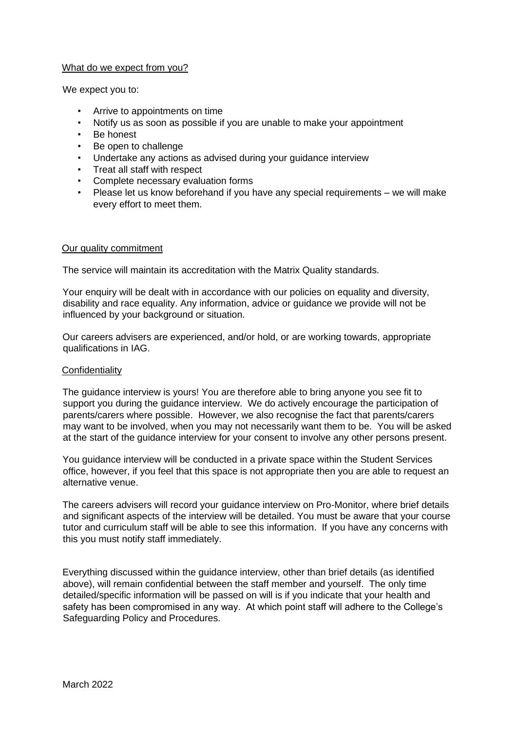## What do we expect from you?

We expect you to:

- Arrive to appointments on time
- Notify us as soon as possible if you are unable to make your appointment
- Be honest
- Be open to challenge
- Undertake any actions as advised during your guidance interview
- Treat all staff with respect
- Complete necessary evaluation forms
- Please let us know beforehand if you have any special requirements – we will make every effort to meet them.

## Our quality commitment

The service will maintain its accreditation with the Matrix Quality standards.

Your enquiry will be dealt with in accordance with our policies on equality and diversity, disability and race equality. Any information, advice or guidance we provide will not be influenced by your background or situation.

Our careers advisers are experienced, and/or hold, or are working towards, appropriate qualifications in IAG.

## Confidentiality

The guidance interview is yours! You are therefore able to bring anyone you see fit to support you during the guidance interview. We do actively encourage the participation of parents/carers where possible. However, we also recognise the fact that parents/carers may want to be involved, when you may not necessarily want them to be. You will be asked at the start of the guidance interview for your consent to involve any other persons present.

You guidance interview will be conducted in a private space within the Student Services office, however, if you feel that this space is not appropriate then you are able to request an alternative venue.

The careers advisers will record your guidance interview on Pro-Monitor, where brief details and significant aspects of the interview will be detailed. You must be aware that your course tutor and curriculum staff will be able to see this information. If you have any concerns with this you must notify staff immediately.

Everything discussed within the guidance interview, other than brief details (as identified above), will remain confidential between the staff member and yourself. The only time detailed/specific information will be passed on will is if you indicate that your health and safety has been compromised in any way. At which point staff will adhere to the College's Safeguarding Policy and Procedures.

March 2022